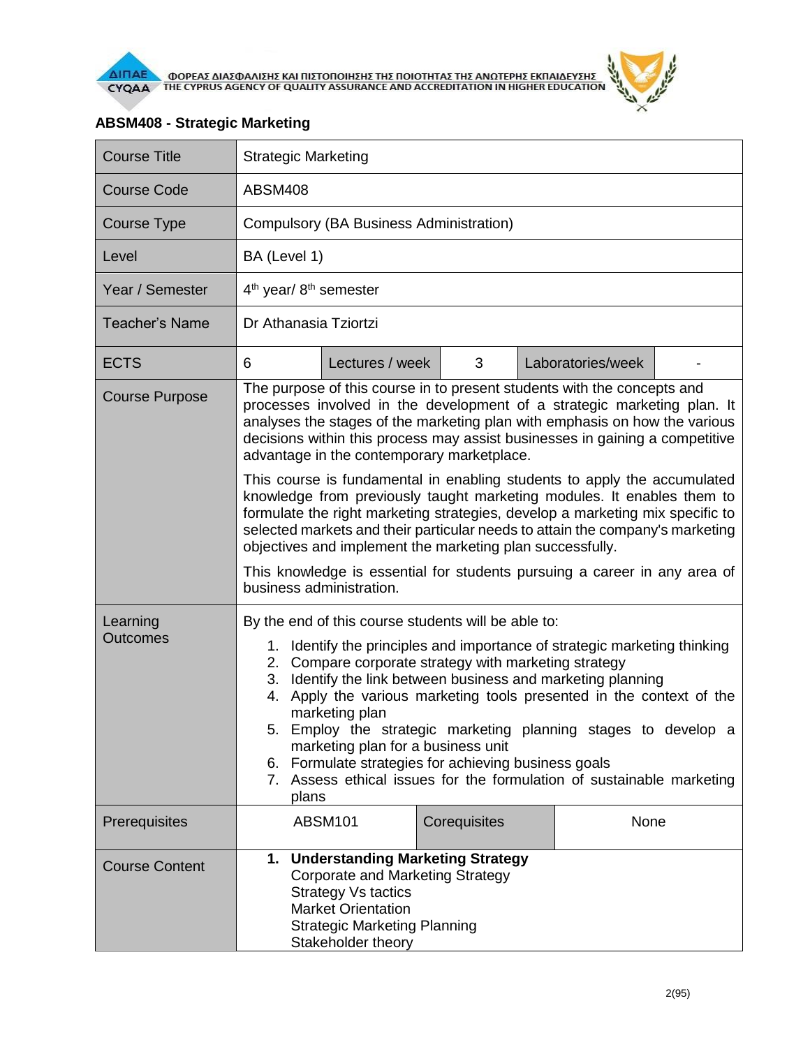ΦΟΡΕΑΣ ΔΙΑΣΦΑΛΙΣΗΣ ΚΑΙ ΠΙΣΤΟΠΟΙΗΣΗΣ ΤΗΣ ΠΟΙΟΤΗΤΑΣ ΤΗΣ ΑΝΩΤΕΡΗΣ ΕΚΠΑΙΔΕΥΣΗΣ
THE CYPRUS AGENCY OF QUALITY ASSURANCE AND ACCREDITATION IN HIGHER EDUCATION

## ABSM408 - Strategic Marketing

| Course Title | Strategic Marketing | | | | |
|---|---|---|---|---|---|
| Course Code | ABSM408 | | | | |
| Course Type | Compulsory (BA Business Administration) | | | | |
| Level | BA (Level 1) | | | | |
| Year / Semester | 4th year/ 8th semester | | | | |
| Teacher's Name | Dr Athanasia Tziortzi | | | | |
| ECTS | 6 | Lectures / week | 3 | Laboratories/week | - |
| Course Purpose | The purpose of this course in to present students with the concepts and processes involved in the development of a strategic marketing plan. It analyses the stages of the marketing plan with emphasis on how the various decisions within this process may assist businesses in gaining a competitive advantage in the contemporary marketplace.<br><br>This course is fundamental in enabling students to apply the accumulated knowledge from previously taught marketing modules. It enables them to formulate the right marketing strategies, develop a marketing mix specific to selected markets and their particular needs to attain the company's marketing objectives and implement the marketing plan successfully.<br><br>This knowledge is essential for students pursuing a career in any area of business administration. | | | | |
| Learning Outcomes | By the end of this course students will be able to:<br>1. Identify the principles and importance of strategic marketing thinking<br>2. Compare corporate strategy with marketing strategy<br>3. Identify the link between business and marketing planning<br>4. Apply the various marketing tools presented in the context of the marketing plan<br>5. Employ the strategic marketing planning stages to develop a marketing plan for a business unit<br>6. Formulate strategies for achieving business goals<br>7. Assess ethical issues for the formulation of sustainable marketing plans | | | | |
| Prerequisites | ABSM101 | Corequisites | None | | |
| Course Content | **1. Understanding Marketing Strategy**<br>Corporate and Marketing Strategy<br>Strategy Vs tactics<br>Market Orientation<br>Strategic Marketing Planning<br>Stakeholder theory | | | | |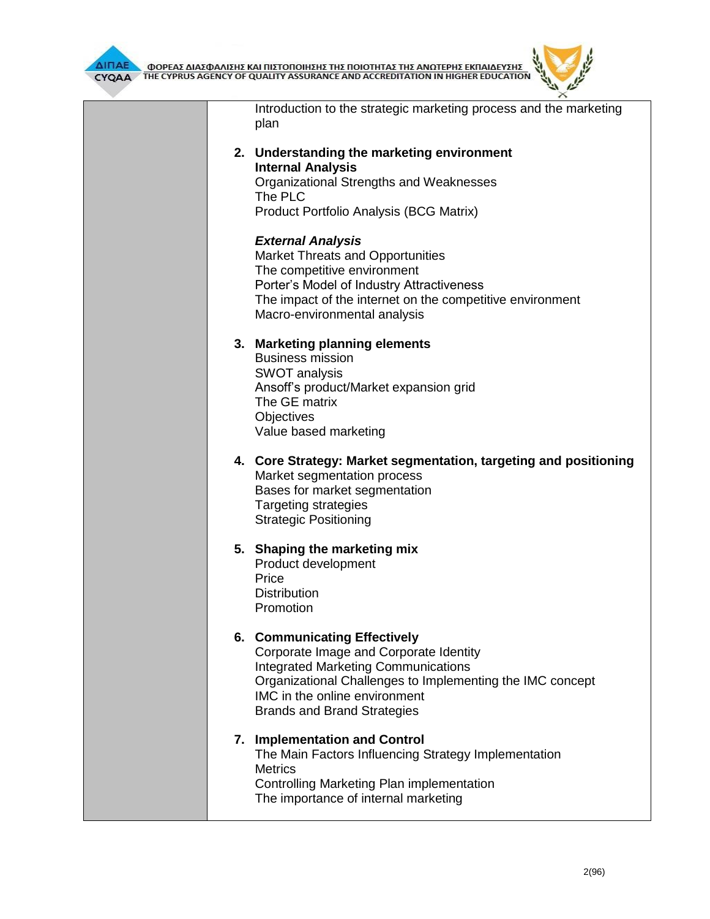| | Introduction to the strategic marketing process and the marketing plan<br><br>2. **Understanding the marketing environment**<br>**Internal Analysis**<br>Organizational Strengths and Weaknesses<br>The PLC<br>Product Portfolio Analysis (BCG Matrix)<br><br>***External Analysis***<br>Market Threats and Opportunities<br>The competitive environment<br>Porter's Model of Industry Attractiveness<br>The impact of the internet on the competitive environment<br>Macro-environmental analysis<br><br>3. **Marketing planning elements**<br>Business mission<br>SWOT analysis<br>Ansoff's product/Market expansion grid<br>The GE matrix<br>Objectives<br>Value based marketing<br><br>4. **Core Strategy: Market segmentation, targeting and positioning**<br>Market segmentation process<br>Bases for market segmentation<br>Targeting strategies<br>Strategic Positioning<br><br>5. **Shaping the marketing mix**<br>Product development<br>Price<br>Distribution<br>Promotion<br><br>6. **Communicating Effectively**<br>Corporate Image and Corporate Identity<br>Integrated Marketing Communications<br>Organizational Challenges to Implementing the IMC concept<br>IMC in the online environment<br>Brands and Brand Strategies<br><br>7. **Implementation and Control**<br>The Main Factors Influencing Strategy Implementation<br>Metrics<br>Controlling Marketing Plan implementation<br>The importance of internal marketing |
|---|---|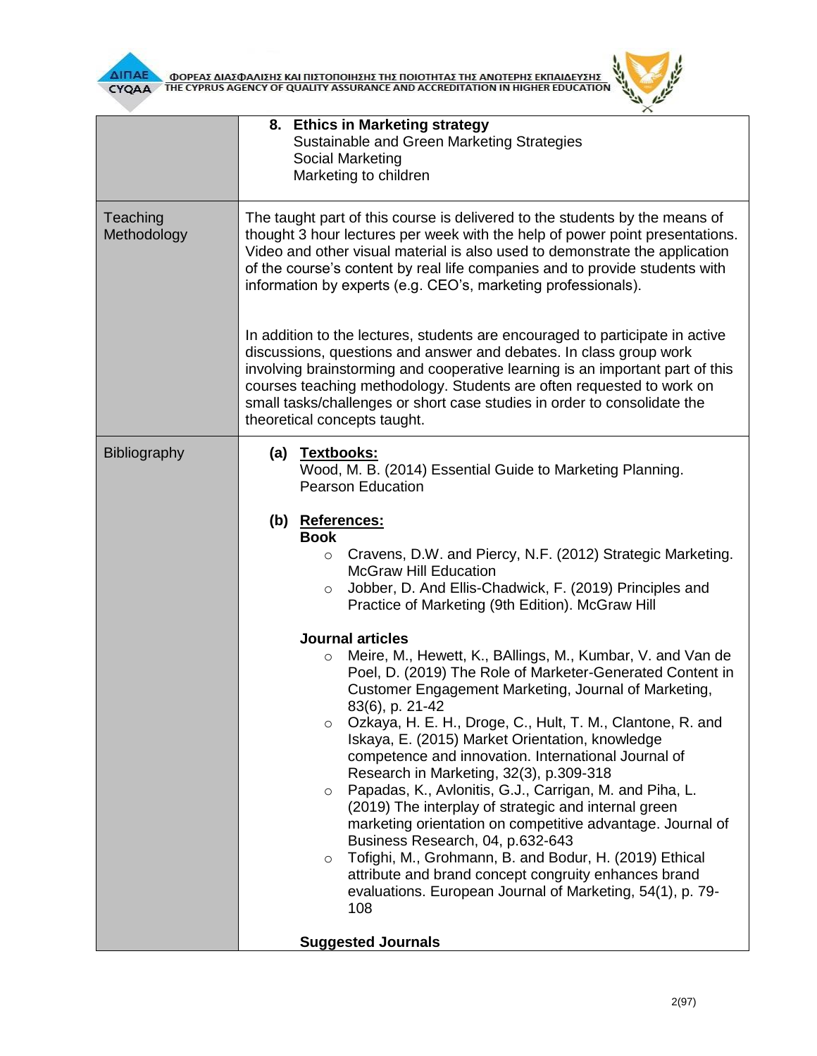| | |
|---|---|
| | **8. Ethics in Marketing strategy**<br>Sustainable and Green Marketing Strategies<br>Social Marketing<br>Marketing to children |
| Teaching Methodology | The taught part of this course is delivered to the students by the means of thought 3 hour lectures per week with the help of power point presentations. Video and other visual material is also used to demonstrate the application of the course's content by real life companies and to provide students with information by experts (e.g. CEO's, marketing professionals).<br><br>In addition to the lectures, students are encouraged to participate in active discussions, questions and answer and debates. In class group work involving brainstorming and cooperative learning is an important part of this courses teaching methodology. Students are often requested to work on small tasks/challenges or short case studies in order to consolidate the theoretical concepts taught. |
| Bibliography | **(a) Textbooks:**<br>Wood, M. B. (2014) Essential Guide to Marketing Planning. Pearson Education<br><br>**(b) References:**<br>**Book**<br>○ Cravens, D.W. and Piercy, N.F. (2012) Strategic Marketing. McGraw Hill Education<br>○ Jobber, D. And Ellis-Chadwick, F. (2019) Principles and Practice of Marketing (9th Edition). McGraw Hill<br><br>**Journal articles**<br>○ Meire, M., Hewett, K., BAllings, M., Kumbar, V. and Van de Poel, D. (2019) The Role of Marketer-Generated Content in Customer Engagement Marketing, Journal of Marketing, 83(6), p. 21-42<br>○ Ozkaya, H. E. H., Droge, C., Hult, T. M., Clantone, R. and Iskaya, E. (2015) Market Orientation, knowledge competence and innovation. International Journal of Research in Marketing, 32(3), p.309-318<br>○ Papadas, K., Avlonitis, G.J., Carrigan, M. and Piha, L. (2019) The interplay of strategic and internal green marketing orientation on competitive advantage. Journal of Business Research, 04, p.632-643<br>○ Tofighi, M., Grohmann, B. and Bodur, H. (2019) Ethical attribute and brand concept congruity enhances brand evaluations. European Journal of Marketing, 54(1), p. 79-108<br><br>**Suggested Journals** |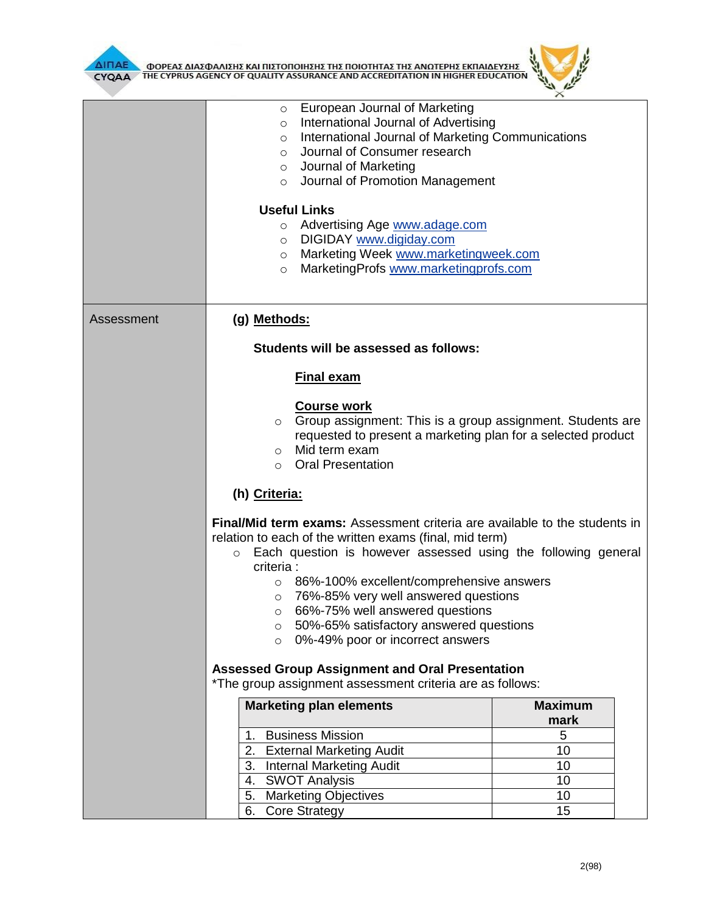- European Journal of Marketing
- International Journal of Advertising
- International Journal of Marketing Communications
- Journal of Consumer research
- Journal of Marketing
- Journal of Promotion Management

**Useful Links**

- Advertising Age www.adage.com
- DIGIDAY www.digiday.com
- Marketing Week www.marketingweek.com
- MarketingProfs www.marketingprofs.com

Assessment

**(g) Methods:**

**Students will be assessed as follows:**

**Final exam**

**Course work**

- Group assignment: This is a group assignment. Students are requested to present a marketing plan for a selected product
- Mid term exam
- Oral Presentation

**(h) Criteria:**

**Final/Mid term exams:** Assessment criteria are available to the students in relation to each of the written exams (final, mid term)

- Each question is however assessed using the following general criteria :
  - 86%-100% excellent/comprehensive answers
  - 76%-85% very well answered questions
  - 66%-75% well answered questions
  - 50%-65% satisfactory answered questions
  - 0%-49% poor or incorrect answers

**Assessed Group Assignment and Oral Presentation**

*The group assignment assessment criteria are as follows:

| Marketing plan elements | Maximum mark |
|---|---|
| 1. Business Mission | 5 |
| 2. External Marketing Audit | 10 |
| 3. Internal Marketing Audit | 10 |
| 4. SWOT Analysis | 10 |
| 5. Marketing Objectives | 10 |
| 6. Core Strategy | 15 |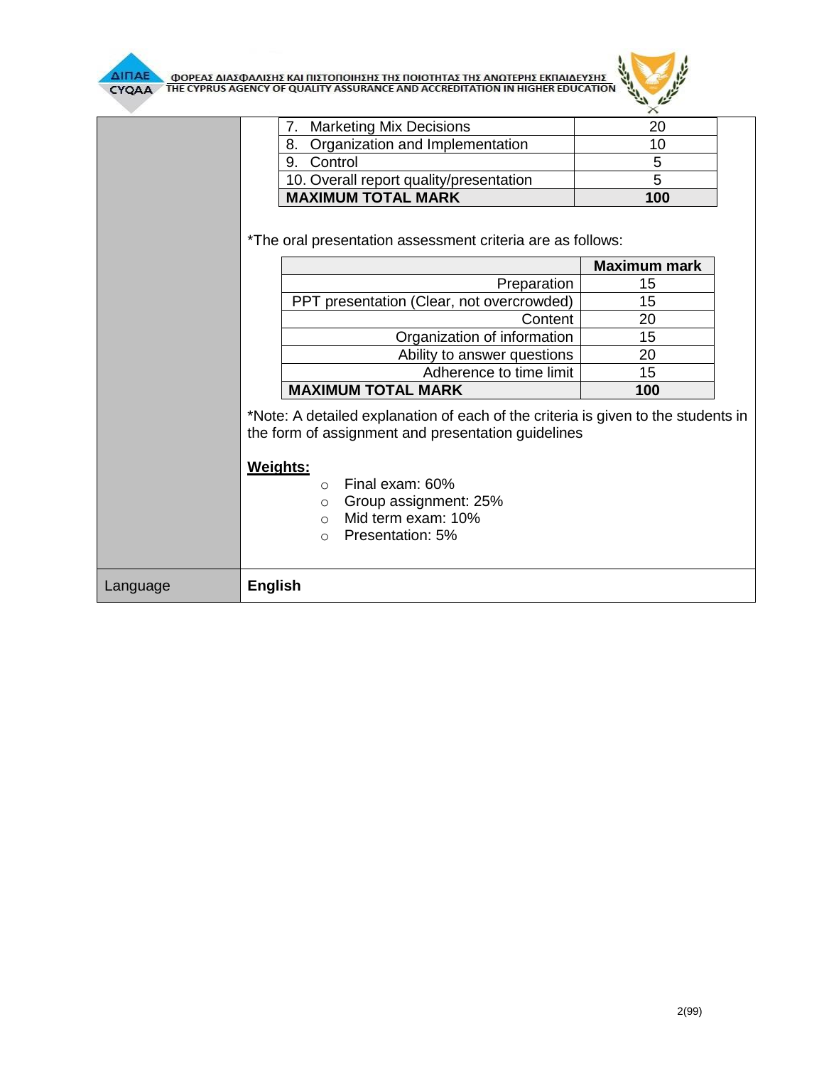| | |
|---|---|
| 7. Marketing Mix Decisions | 20 |
| 8. Organization and Implementation | 10 |
| 9. Control | 5 |
| 10. Overall report quality/presentation | 5 |
| **MAXIMUM TOTAL MARK** | **100** |

*The oral presentation assessment criteria are as follows:

| | **Maximum mark** |
|---|---|
| Preparation | 15 |
| PPT presentation (Clear, not overcrowded) | 15 |
| Content | 20 |
| Organization of information | 15 |
| Ability to answer questions | 20 |
| Adherence to time limit | 15 |
| **MAXIMUM TOTAL MARK** | **100** |

*Note: A detailed explanation of each of the criteria is given to the students in the form of assignment and presentation guidelines

**Weights:**

- Final exam: 60%
- Group assignment: 25%
- Mid term exam: 10%
- Presentation: 5%

| | |
|---|---|
| Language | **English** |